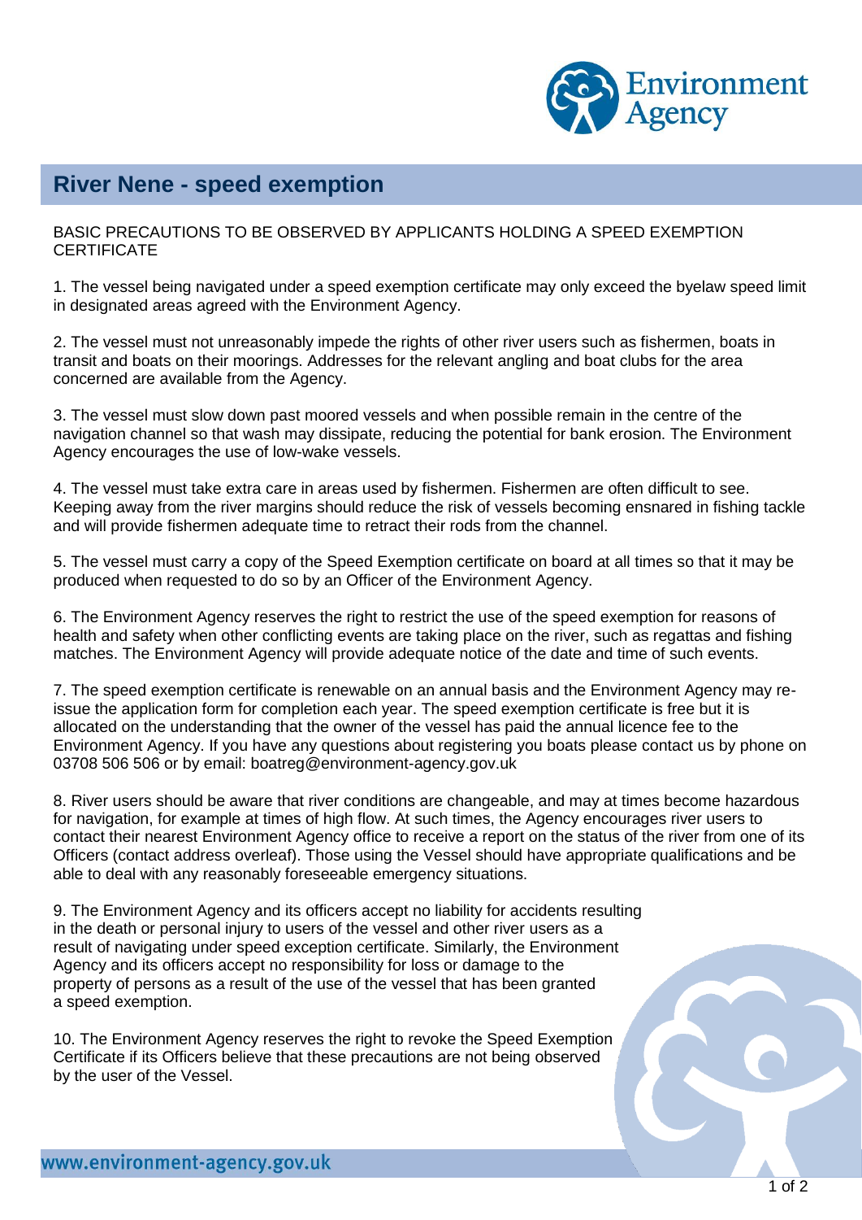# River Nene - speed exemption

BASIC PRECAUTIONS TO BE OBSERVED BY APPLICANTS HOLDING A SPEED EXEMPTION CERTIFICATE

1. The vessel being navigated under a speed exemption certificate may only exceed the byelaw speed limit in designated areas agreed with the Environment Agency.

2. The vessel must not unreasonably impede the rights of other river users such as fishermen, boats in transit and boats on their moorings. Addresses for the relevant angling and boat clubs for the area concerned are available from the Agency.

3. The vessel must slow down past moored vessels and when possible remain in the centre of the navigation channel so that wash may dissipate, reducing the potential for bank erosion. The Environment Agency encourages the use of low-wake vessels.

4. The vessel must take extra care in areas used by fishermen. Fishermen are often difficult to see. Keeping away from the river margins should reduce the risk of vessels becoming ensnared in fishing tackle and will provide fishermen adequate time to retract their rods from the channel.

5. The vessel must carry a copy of the Speed Exemption certificate on board at all times so that it may be produced when requested to do so by an Officer of the Environment Agency.

6. The Environment Agency reserves the right to restrict the use of the speed exemption for reasons of health and safety when other conflicting events are taking place on the river, such as regattas and fishing matches. The Environment Agency will provide adequate notice of the date and time of such events.

7. The speed exemption certificate is renewable on an annual basis and the Environment Agency may re-issue the application form for completion each year. The speed exemption certificate is free but it is allocated on the understanding that the owner of the vessel has paid the annual licence fee to the Environment Agency. If you have any questions about registering you boats please contact us by phone on 03708 506 506 or by email: boatreg@environment-agency.gov.uk

8. River users should be aware that river conditions are changeable, and may at times become hazardous for navigation, for example at times of high flow. At such times, the Agency encourages river users to contact their nearest Environment Agency office to receive a report on the status of the river from one of its Officers (contact address overleaf). Those using the Vessel should have appropriate qualifications and be able to deal with any reasonably foreseeable emergency situations.

9. The Environment Agency and its officers accept no liability for accidents resulting in the death or personal injury to users of the vessel and other river users as a result of navigating under speed exception certificate. Similarly, the Environment Agency and its officers accept no responsibility for loss or damage to the property of persons as a result of the use of the vessel that has been granted a speed exemption.

10. The Environment Agency reserves the right to revoke the Speed Exemption Certificate if its Officers believe that these precautions are not being observed by the user of the Vessel.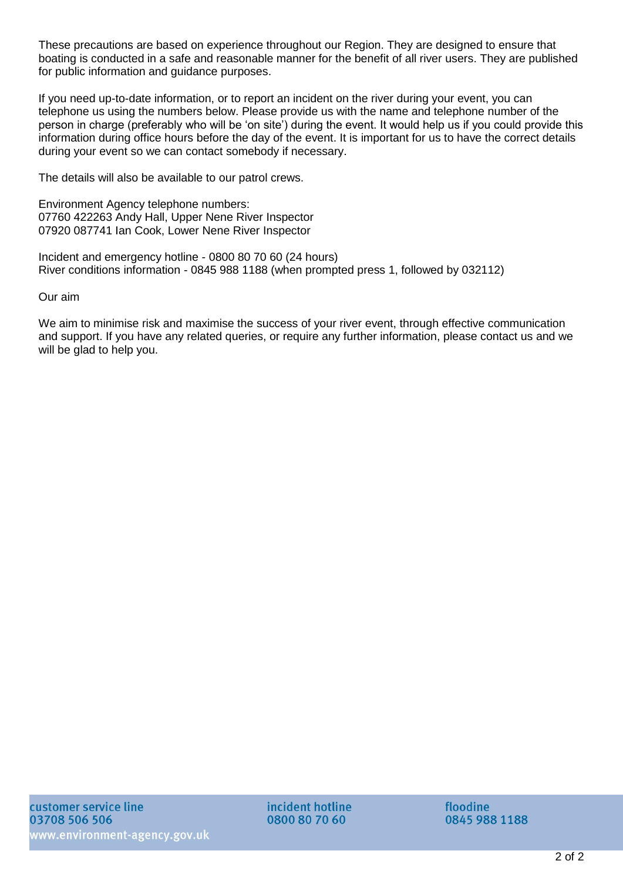These precautions are based on experience throughout our Region. They are designed to ensure that boating is conducted in a safe and reasonable manner for the benefit of all river users. They are published for public information and guidance purposes.

If you need up-to-date information, or to report an incident on the river during your event, you can telephone us using the numbers below. Please provide us with the name and telephone number of the person in charge (preferably who will be 'on site') during the event. It would help us if you could provide this information during office hours before the day of the event. It is important for us to have the correct details during your event so we can contact somebody if necessary.

The details will also be available to our patrol crews.

Environment Agency telephone numbers:
07760 422263 Andy Hall, Upper Nene River Inspector
07920 087741 Ian Cook, Lower Nene River Inspector

Incident and emergency hotline - 0800 80 70 60 (24 hours)
River conditions information - 0845 988 1188 (when prompted press 1, followed by 032112)

Our aim

We aim to minimise risk and maximise the success of your river event, through effective communication and support. If you have any related queries, or require any further information, please contact us and we will be glad to help you.

customer service line
03708 506 506
www.environment-agency.gov.uk

incident hotline
0800 80 70 60

floodine
0845 988 1188